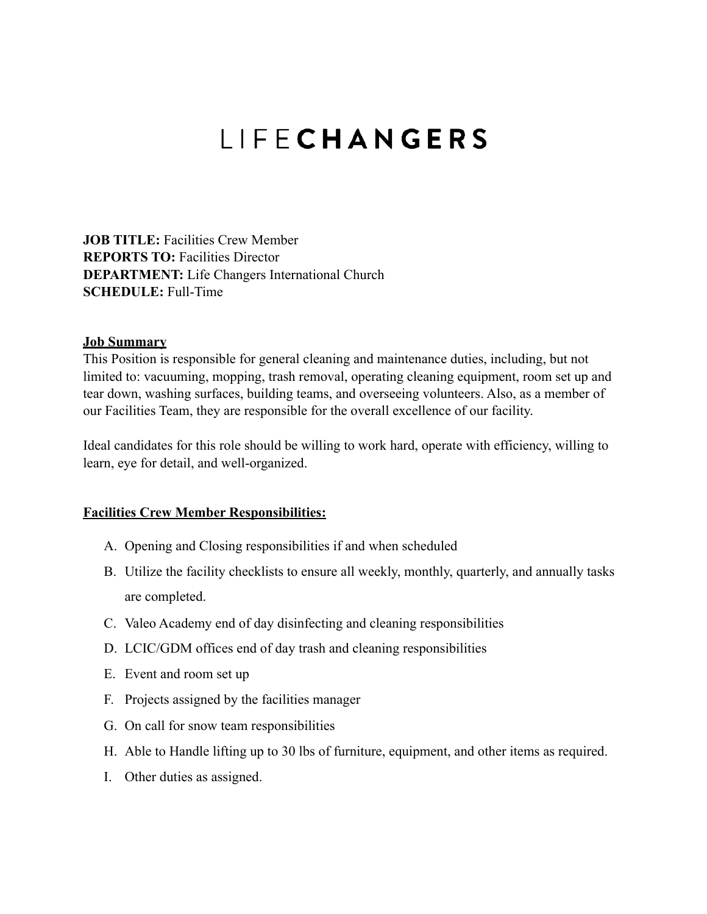# LIFECHANGERS

**JOB TITLE:** Facilities Crew Member
**REPORTS TO:** Facilities Director
**DEPARTMENT:** Life Changers International Church
**SCHEDULE:** Full-Time

**Job Summary**

This Position is responsible for general cleaning and maintenance duties, including, but not limited to: vacuuming, mopping, trash removal, operating cleaning equipment, room set up and tear down, washing surfaces, building teams, and overseeing volunteers. Also, as a member of our Facilities Team, they are responsible for the overall excellence of our facility.

Ideal candidates for this role should be willing to work hard, operate with efficiency, willing to learn, eye for detail, and well-organized.

**Facilities Crew Member Responsibilities:**

A. Opening and Closing responsibilities if and when scheduled
B. Utilize the facility checklists to ensure all weekly, monthly, quarterly, and annually tasks are completed.
C. Valeo Academy end of day disinfecting and cleaning responsibilities
D. LCIC/GDM offices end of day trash and cleaning responsibilities
E. Event and room set up
F. Projects assigned by the facilities manager
G. On call for snow team responsibilities
H. Able to Handle lifting up to 30 lbs of furniture, equipment, and other items as required.
I. Other duties as assigned.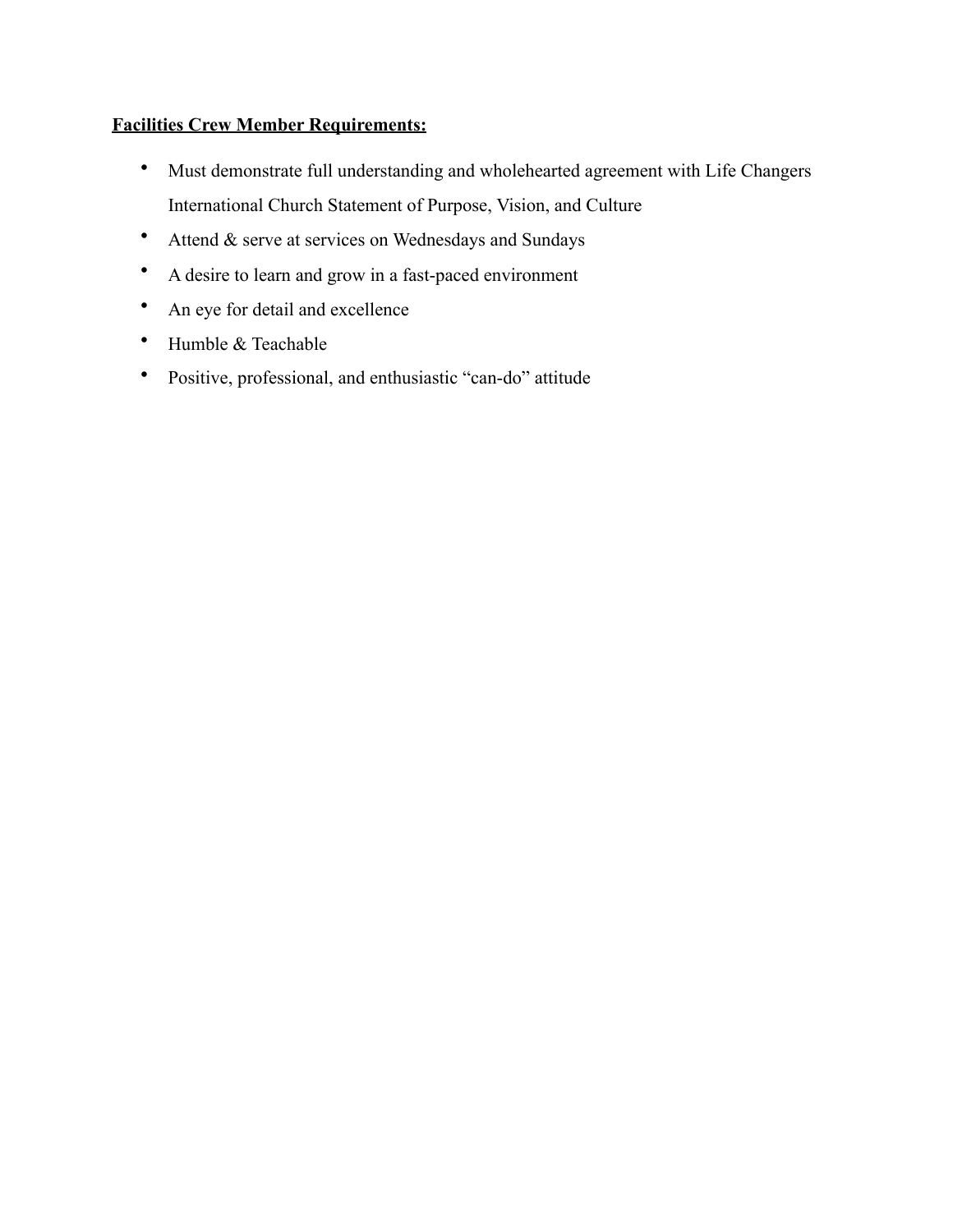**Facilities Crew Member Requirements:**

- Must demonstrate full understanding and wholehearted agreement with Life Changers International Church Statement of Purpose, Vision, and Culture
- Attend & serve at services on Wednesdays and Sundays
- A desire to learn and grow in a fast-paced environment
- An eye for detail and excellence
- Humble & Teachable
- Positive, professional, and enthusiastic "can-do" attitude